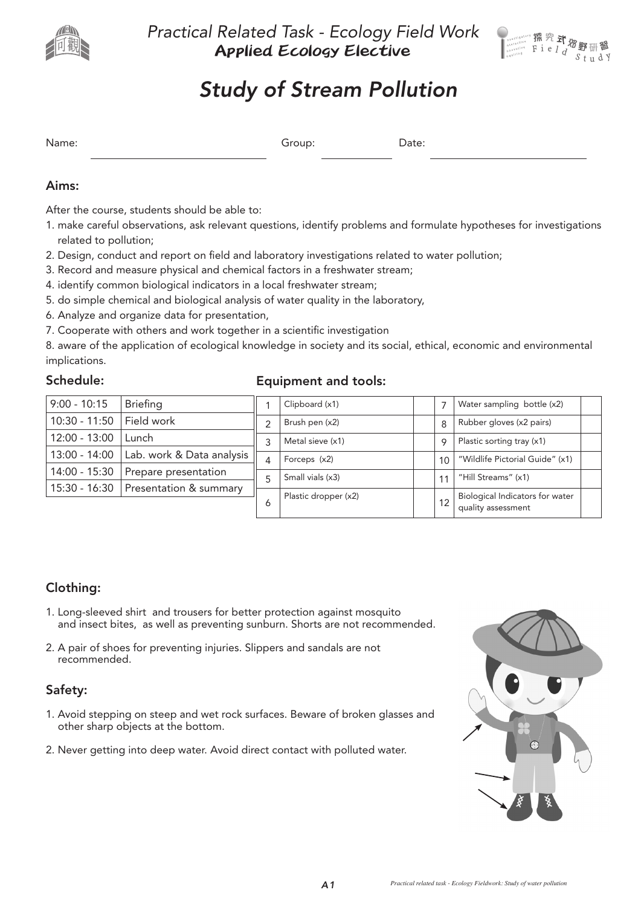Practical Related Task - Ecology Field Work

**Applied Ecology Elective**

# Study of Stream Pollution

Name: ______________________ Group: __________ Date: ______________________

## Aims:

After the course, students should be able to:

1. make careful observations, ask relevant questions, identify problems and formulate hypotheses for investigations related to pollution;
2. Design, conduct and report on field and laboratory investigations related to water pollution;
3. Record and measure physical and chemical factors in a freshwater stream;
4. identify common biological indicators in a local freshwater stream;
5. do simple chemical and biological analysis of water quality in the laboratory,
6. Analyze and organize data for presentation,
7. Cooperate with others and work together in a scientific investigation
8. aware of the application of ecological knowledge in society and its social, ethical, economic and environmental implications.

## Schedule:

| | |
|---|---|
| 9:00 - 10:15 | Briefing |
| 10:30 - 11:50 | Field work |
| 12:00 - 13:00 | Lunch |
| 13:00 - 14:00 | Lab. work & Data analysis |
| 14:00 - 15:30 | Prepare presentation |
| 15:30 - 16:30 | Presentation & summary |

## Equipment and tools:

| | | | | | |
|---|---|---|---|---|---|
| 1 | Clipboard (x1) | | 7 | Water sampling bottle (x2) | |
| 2 | Brush pen (x2) | | 8 | Rubber gloves (x2 pairs) | |
| 3 | Metal sieve (x1) | | 9 | Plastic sorting tray (x1) | |
| 4 | Forceps (x2) | | 10 | "Wildlife Pictorial Guide" (x1) | |
| 5 | Small vials (x3) | | 11 | "Hill Streams" (x1) | |
| 6 | Plastic dropper (x2) | | 12 | Biological Indicators for water quality assessment | |

## Clothing:

1. Long-sleeved shirt and trousers for better protection against mosquito and insect bites, as well as preventing sunburn. Shorts are not recommended.
2. A pair of shoes for preventing injuries. Slippers and sandals are not recommended.

## Safety:

1. Avoid stepping on steep and wet rock surfaces. Beware of broken glasses and other sharp objects at the bottom.
2. Never getting into deep water. Avoid direct contact with polluted water.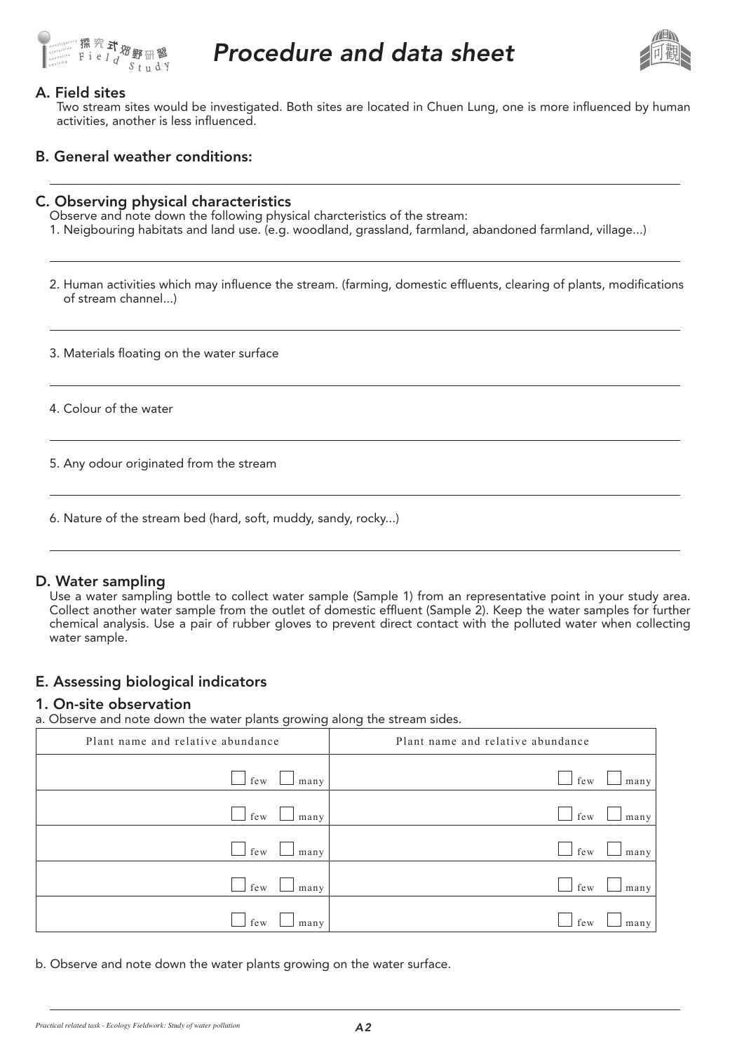# Procedure and data sheet

## A. Field sites

Two stream sites would be investigated. Both sites are located in Chuen Lung, one is more influenced by human activities, another is less influenced.

## B. General weather conditions:

## C. Observing physical characteristics

Observe and note down the following physical charcteristics of the stream:

1. Neigbouring habitats and land use. (e.g. woodland, grassland, farmland, abandoned farmland, village...)

2. Human activities which may influence the stream. (farming, domestic effluents, clearing of plants, modifications of stream channel...)

3. Materials floating on the water surface

4. Colour of the water

5. Any odour originated from the stream

6. Nature of the stream bed (hard, soft, muddy, sandy, rocky...)

## D. Water sampling

Use a water sampling bottle to collect water sample (Sample 1) from an representative point in your study area. Collect another water sample from the outlet of domestic effluent (Sample 2). Keep the water samples for further chemical analysis. Use a pair of rubber gloves to prevent direct contact with the polluted water when collecting water sample.

## E. Assessing biological indicators

### 1. On-site observation

a. Observe and note down the water plants growing along the stream sides.

| Plant name and relative abundance | Plant name and relative abundance |
|---|---|
| ☐ few ☐ many | ☐ few ☐ many |
| ☐ few ☐ many | ☐ few ☐ many |
| ☐ few ☐ many | ☐ few ☐ many |
| ☐ few ☐ many | ☐ few ☐ many |
| ☐ few ☐ many | ☐ few ☐ many |

b. Observe and note down the water plants growing on the water surface.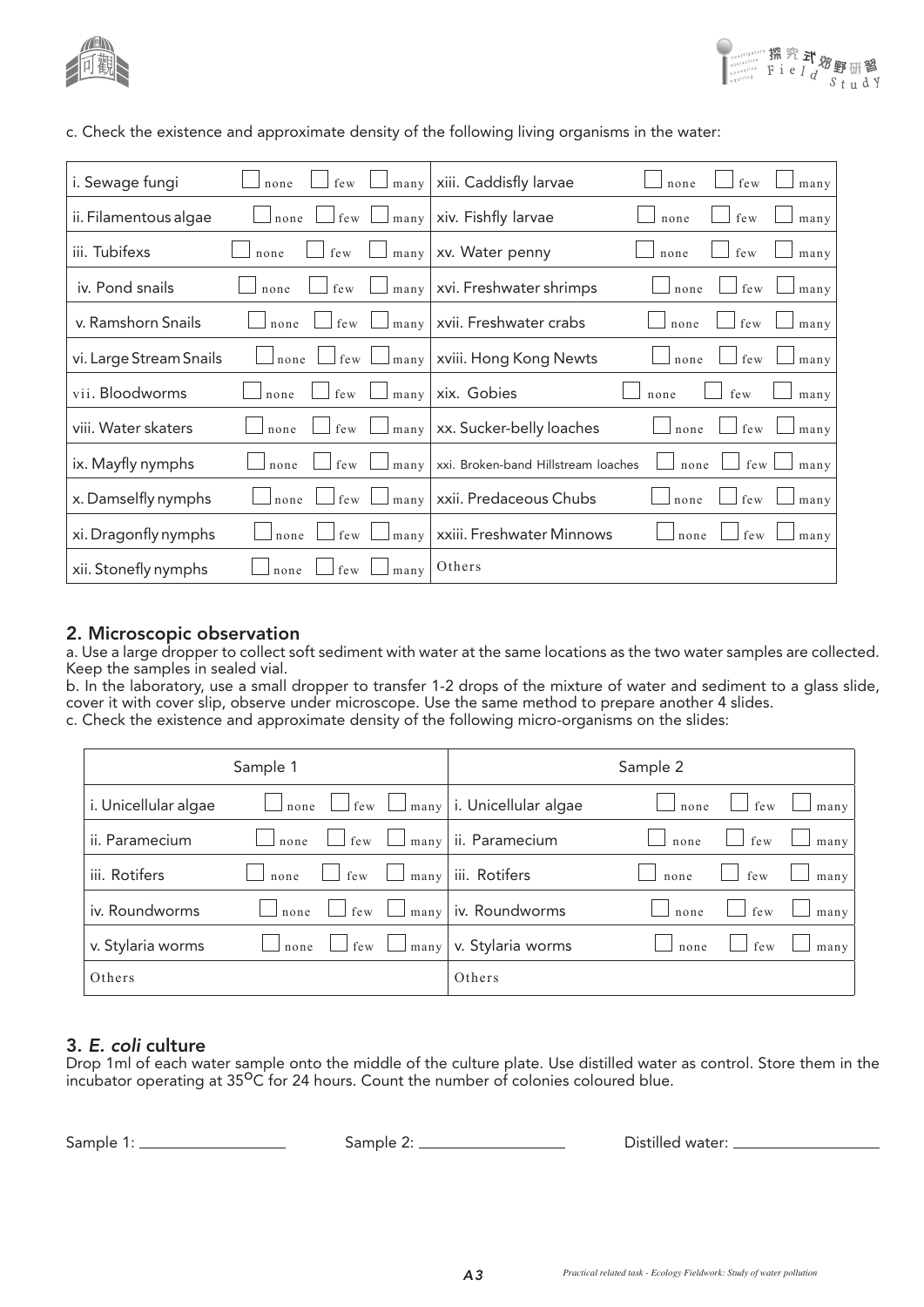c. Check the existence and approximate density of the following living organisms in the water:

| | | | | | | | |
|---|---|---|---|---|---|---|---|
| i. Sewage fungi | ☐ none | ☐ few | ☐ many | xiii. Caddisfly larvae | ☐ none | ☐ few | ☐ many |
| ii. Filamentous algae | ☐ none | ☐ few | ☐ many | xiv. Fishfly larvae | ☐ none | ☐ few | ☐ many |
| iii. Tubifexs | ☐ none | ☐ few | ☐ many | xv. Water penny | ☐ none | ☐ few | ☐ many |
| iv. Pond snails | ☐ none | ☐ few | ☐ many | xvi. Freshwater shrimps | ☐ none | ☐ few | ☐ many |
| v. Ramshorn Snails | ☐ none | ☐ few | ☐ many | xvii. Freshwater crabs | ☐ none | ☐ few | ☐ many |
| vi. Large Stream Snails | ☐ none | ☐ few | ☐ many | xviii. Hong Kong Newts | ☐ none | ☐ few | ☐ many |
| vii. Bloodworms | ☐ none | ☐ few | ☐ many | xix. Gobies | ☐ none | ☐ few | ☐ many |
| viii. Water skaters | ☐ none | ☐ few | ☐ many | xx. Sucker-belly loaches | ☐ none | ☐ few | ☐ many |
| ix. Mayfly nymphs | ☐ none | ☐ few | ☐ many | xxi. Broken-band Hillstream loaches | ☐ none | ☐ few | ☐ many |
| x. Damselfly nymphs | ☐ none | ☐ few | ☐ many | xxii. Predaceous Chubs | ☐ none | ☐ few | ☐ many |
| xi. Dragonfly nymphs | ☐ none | ☐ few | ☐ many | xxiii. Freshwater Minnows | ☐ none | ☐ few | ☐ many |
| xii. Stonefly nymphs | ☐ none | ☐ few | ☐ many | Others | | | |

## 2. Microscopic observation

a. Use a large dropper to collect soft sediment with water at the same locations as the two water samples are collected. Keep the samples in sealed vial.

b. In the laboratory, use a small dropper to transfer 1-2 drops of the mixture of water and sediment to a glass slide, cover it with cover slip, observe under microscope. Use the same method to prepare another 4 slides.

c. Check the existence and approximate density of the following micro-organisms on the slides:

| Sample 1 | | | | Sample 2 | | | |
|---|---|---|---|---|---|---|---|
| i. Unicellular algae | ☐ none | ☐ few | ☐ many | i. Unicellular algae | ☐ none | ☐ few | ☐ many |
| ii. Paramecium | ☐ none | ☐ few | ☐ many | ii. Paramecium | ☐ none | ☐ few | ☐ many |
| iii. Rotifers | ☐ none | ☐ few | ☐ many | iii. Rotifers | ☐ none | ☐ few | ☐ many |
| iv. Roundworms | ☐ none | ☐ few | ☐ many | iv. Roundworms | ☐ none | ☐ few | ☐ many |
| v. Stylaria worms | ☐ none | ☐ few | ☐ many | v. Stylaria worms | ☐ none | ☐ few | ☐ many |
| Others | | | | Others | | | |

## 3. *E. coli* culture

Drop 1ml of each water sample onto the middle of the culture plate. Use distilled water as control. Store them in the incubator operating at 35$^{\circ}$C for 24 hours. Count the number of colonies coloured blue.

Sample 1: ________________ Sample 2: ________________ Distilled water: ________________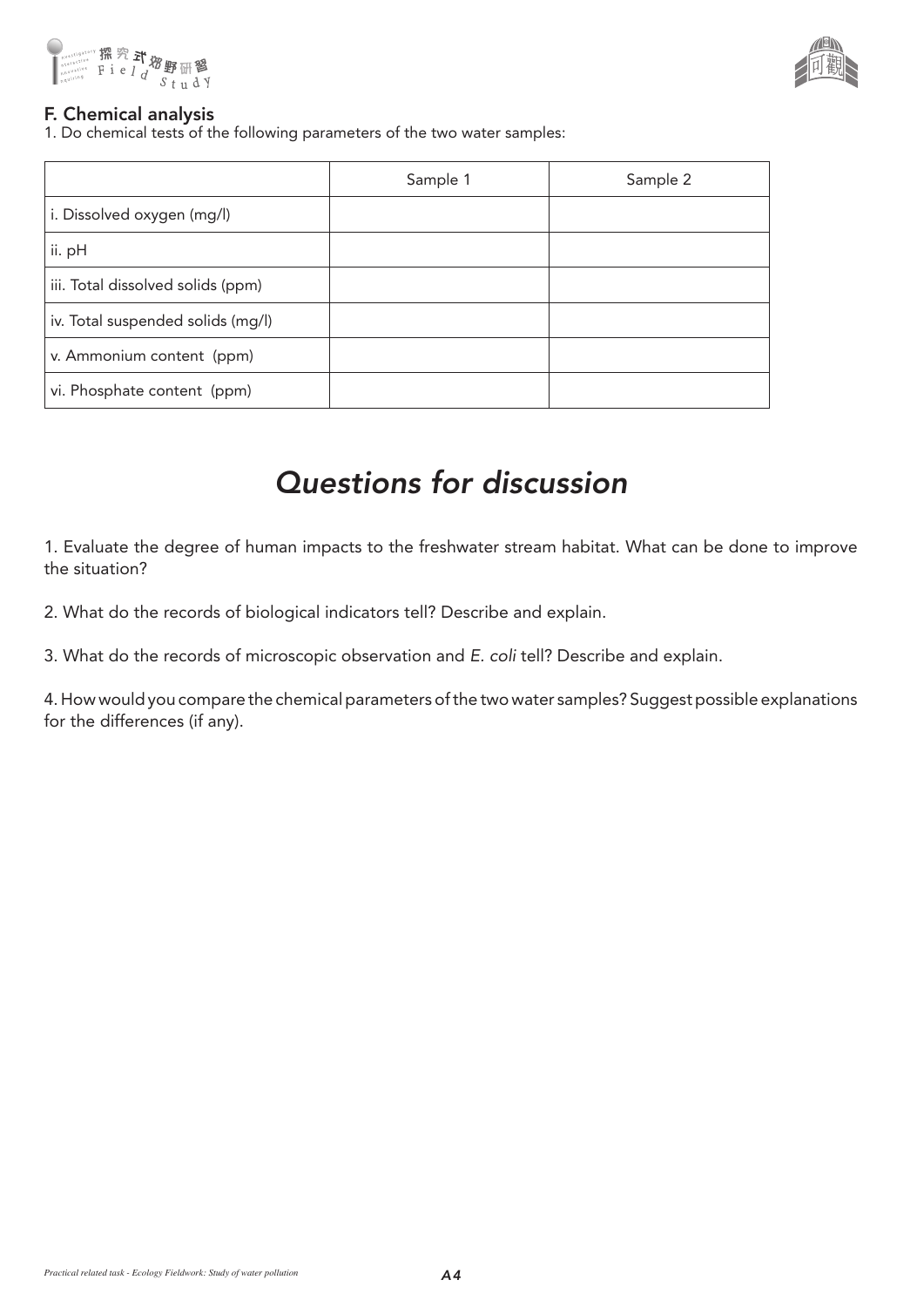### F. Chemical analysis

1. Do chemical tests of the following parameters of the two water samples:

| | Sample 1 | Sample 2 |
|---|---|---|
| i. Dissolved oxygen (mg/l) | | |
| ii. pH | | |
| iii. Total dissolved solids (ppm) | | |
| iv. Total suspended solids (mg/l) | | |
| v. Ammonium content (ppm) | | |
| vi. Phosphate content (ppm) | | |

# *Questions for discussion*

1. Evaluate the degree of human impacts to the freshwater stream habitat. What can be done to improve the situation?

2. What do the records of biological indicators tell? Describe and explain.

3. What do the records of microscopic observation and *E. coli* tell? Describe and explain.

4. How would you compare the chemical parameters of the two water samples? Suggest possible explanations for the differences (if any).